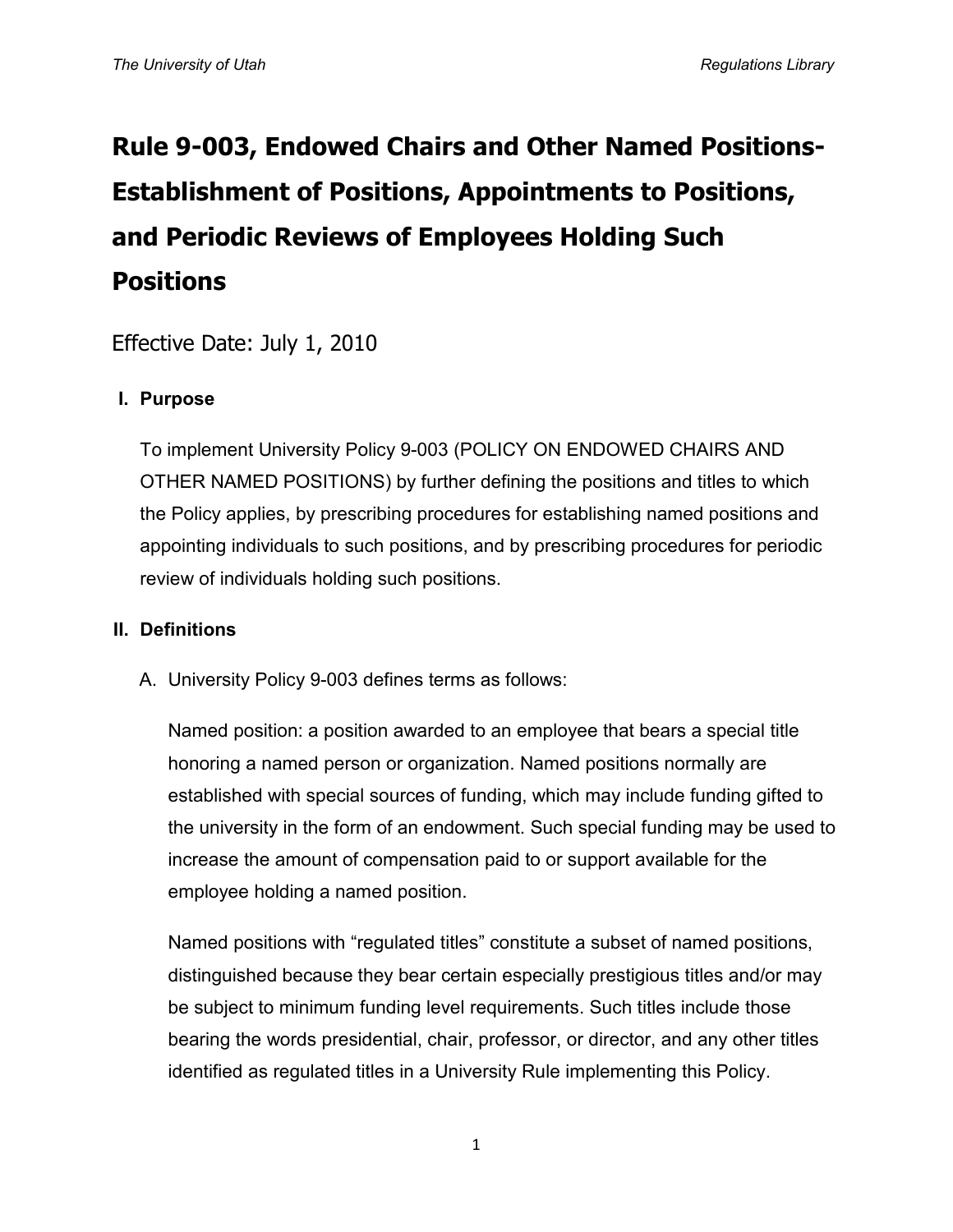# Rule 9-003, Endowed Chairs and Other Named Positions-Establishment of Positions, Appointments to Positions, and Periodic Reviews of Employees Holding Such Positions

Effective Date: July 1, 2010

## I. Purpose

To implement University Policy 9-003 (POLICY ON ENDOWED CHAIRS AND OTHER NAMED POSITIONS) by further defining the positions and titles to which the Policy applies, by prescribing procedures for establishing named positions and appointing individuals to such positions, and by prescribing procedures for periodic review of individuals holding such positions.

## II. Definitions

A. University Policy 9-003 defines terms as follows:

Named position: a position awarded to an employee that bears a special title honoring a named person or organization. Named positions normally are established with special sources of funding, which may include funding gifted to the university in the form of an endowment. Such special funding may be used to increase the amount of compensation paid to or support available for the employee holding a named position.

Named positions with "regulated titles" constitute a subset of named positions, distinguished because they bear certain especially prestigious titles and/or may be subject to minimum funding level requirements. Such titles include those bearing the words presidential, chair, professor, or director, and any other titles identified as regulated titles in a University Rule implementing this Policy.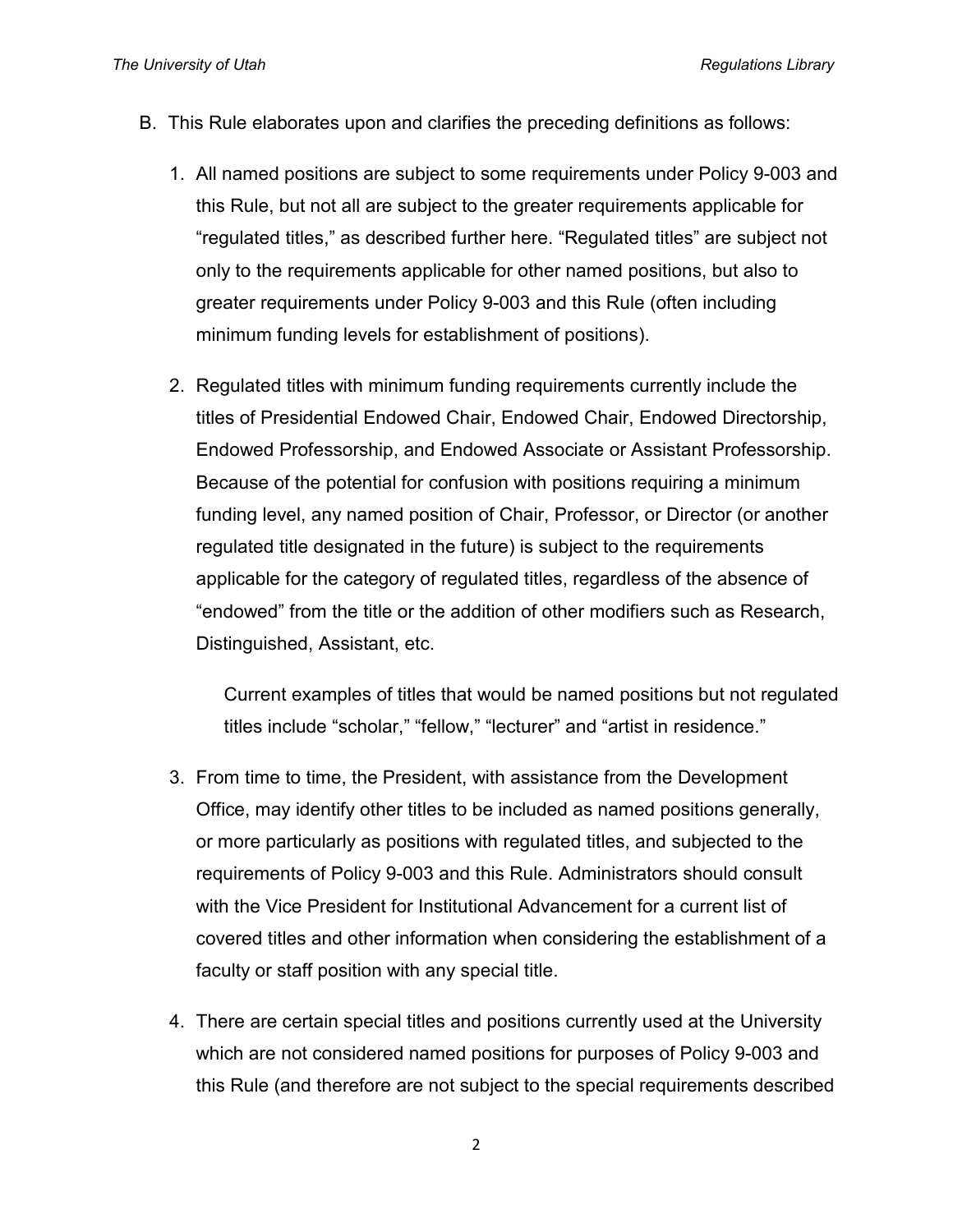B. This Rule elaborates upon and clarifies the preceding definitions as follows:

1. All named positions are subject to some requirements under Policy 9-003 and this Rule, but not all are subject to the greater requirements applicable for "regulated titles," as described further here. "Regulated titles" are subject not only to the requirements applicable for other named positions, but also to greater requirements under Policy 9-003 and this Rule (often including minimum funding levels for establishment of positions).

2. Regulated titles with minimum funding requirements currently include the titles of Presidential Endowed Chair, Endowed Chair, Endowed Directorship, Endowed Professorship, and Endowed Associate or Assistant Professorship. Because of the potential for confusion with positions requiring a minimum funding level, any named position of Chair, Professor, or Director (or another regulated title designated in the future) is subject to the requirements applicable for the category of regulated titles, regardless of the absence of "endowed" from the title or the addition of other modifiers such as Research, Distinguished, Assistant, etc.

   Current examples of titles that would be named positions but not regulated titles include "scholar," "fellow," "lecturer" and "artist in residence."

3. From time to time, the President, with assistance from the Development Office, may identify other titles to be included as named positions generally, or more particularly as positions with regulated titles, and subjected to the requirements of Policy 9-003 and this Rule. Administrators should consult with the Vice President for Institutional Advancement for a current list of covered titles and other information when considering the establishment of a faculty or staff position with any special title.

4. There are certain special titles and positions currently used at the University which are not considered named positions for purposes of Policy 9-003 and this Rule (and therefore are not subject to the special requirements described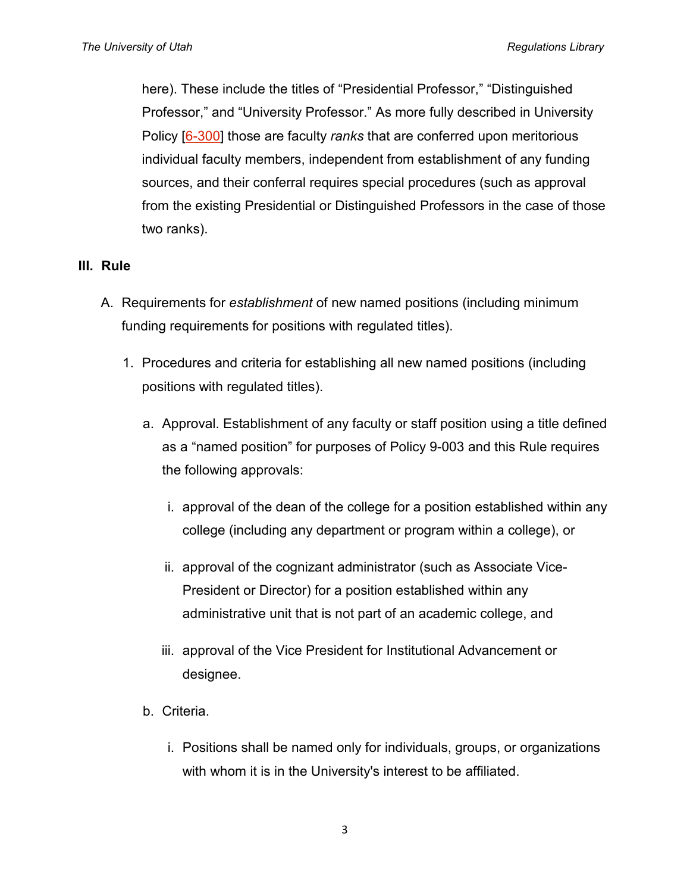here). These include the titles of “Presidential Professor,” “Distinguished Professor,” and “University Professor.” As more fully described in University Policy [6-300] those are faculty *ranks* that are conferred upon meritorious individual faculty members, independent from establishment of any funding sources, and their conferral requires special procedures (such as approval from the existing Presidential or Distinguished Professors in the case of those two ranks).

## III. Rule

A. Requirements for *establishment* of new named positions (including minimum funding requirements for positions with regulated titles).

1. Procedures and criteria for establishing all new named positions (including positions with regulated titles).

   a. Approval. Establishment of any faculty or staff position using a title defined as a “named position” for purposes of Policy 9-003 and this Rule requires the following approvals:

      i. approval of the dean of the college for a position established within any college (including any department or program within a college), or

      ii. approval of the cognizant administrator (such as Associate Vice-President or Director) for a position established within any administrative unit that is not part of an academic college, and

      iii. approval of the Vice President for Institutional Advancement or designee.

   b. Criteria.

      i. Positions shall be named only for individuals, groups, or organizations with whom it is in the University's interest to be affiliated.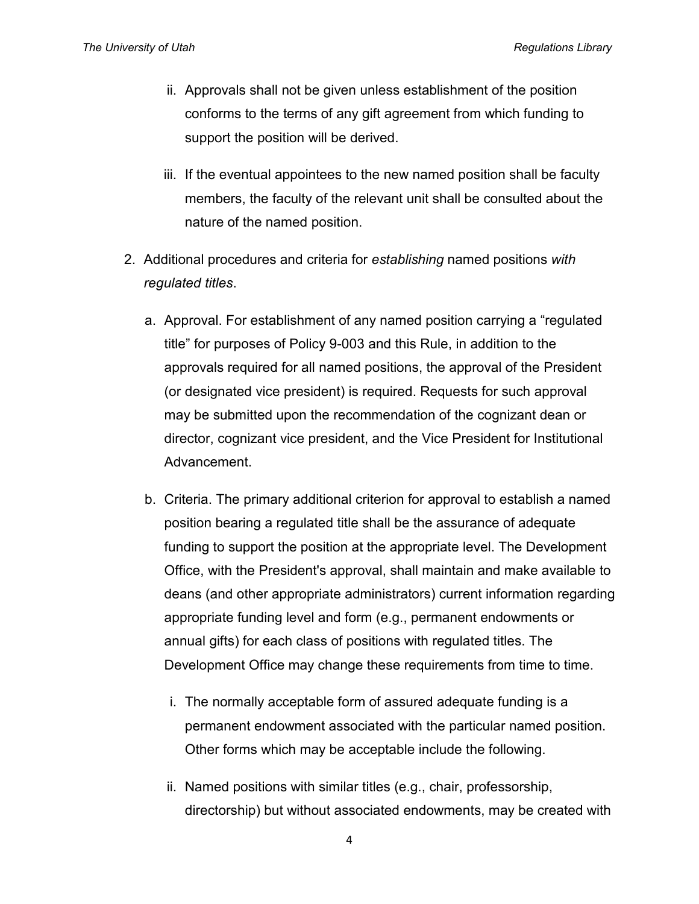ii. Approvals shall not be given unless establishment of the position conforms to the terms of any gift agreement from which funding to support the position will be derived.

iii. If the eventual appointees to the new named position shall be faculty members, the faculty of the relevant unit shall be consulted about the nature of the named position.

2. Additional procedures and criteria for *establishing* named positions *with regulated titles*.

   a. Approval. For establishment of any named position carrying a "regulated title" for purposes of Policy 9-003 and this Rule, in addition to the approvals required for all named positions, the approval of the President (or designated vice president) is required. Requests for such approval may be submitted upon the recommendation of the cognizant dean or director, cognizant vice president, and the Vice President for Institutional Advancement.

   b. Criteria. The primary additional criterion for approval to establish a named position bearing a regulated title shall be the assurance of adequate funding to support the position at the appropriate level. The Development Office, with the President's approval, shall maintain and make available to deans (and other appropriate administrators) current information regarding appropriate funding level and form (e.g., permanent endowments or annual gifts) for each class of positions with regulated titles. The Development Office may change these requirements from time to time.

      i. The normally acceptable form of assured adequate funding is a permanent endowment associated with the particular named position. Other forms which may be acceptable include the following.

      ii. Named positions with similar titles (e.g., chair, professorship, directorship) but without associated endowments, may be created with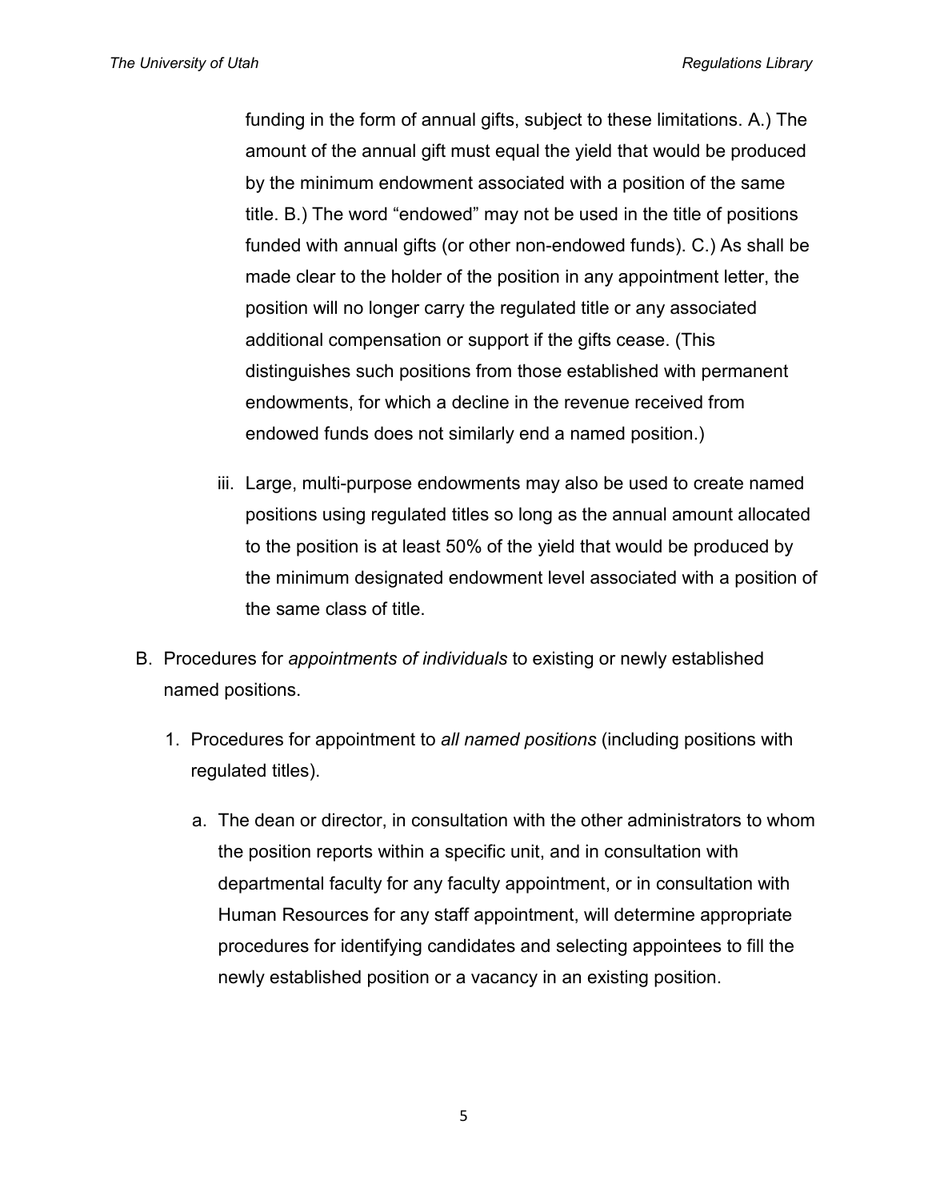funding in the form of annual gifts, subject to these limitations. A.) The amount of the annual gift must equal the yield that would be produced by the minimum endowment associated with a position of the same title. B.) The word "endowed" may not be used in the title of positions funded with annual gifts (or other non-endowed funds). C.) As shall be made clear to the holder of the position in any appointment letter, the position will no longer carry the regulated title or any associated additional compensation or support if the gifts cease. (This distinguishes such positions from those established with permanent endowments, for which a decline in the revenue received from endowed funds does not similarly end a named position.)

iii. Large, multi-purpose endowments may also be used to create named positions using regulated titles so long as the annual amount allocated to the position is at least 50% of the yield that would be produced by the minimum designated endowment level associated with a position of the same class of title.

B. Procedures for *appointments of individuals* to existing or newly established named positions.

1. Procedures for appointment to *all named positions* (including positions with regulated titles).

   a. The dean or director, in consultation with the other administrators to whom the position reports within a specific unit, and in consultation with departmental faculty for any faculty appointment, or in consultation with Human Resources for any staff appointment, will determine appropriate procedures for identifying candidates and selecting appointees to fill the newly established position or a vacancy in an existing position.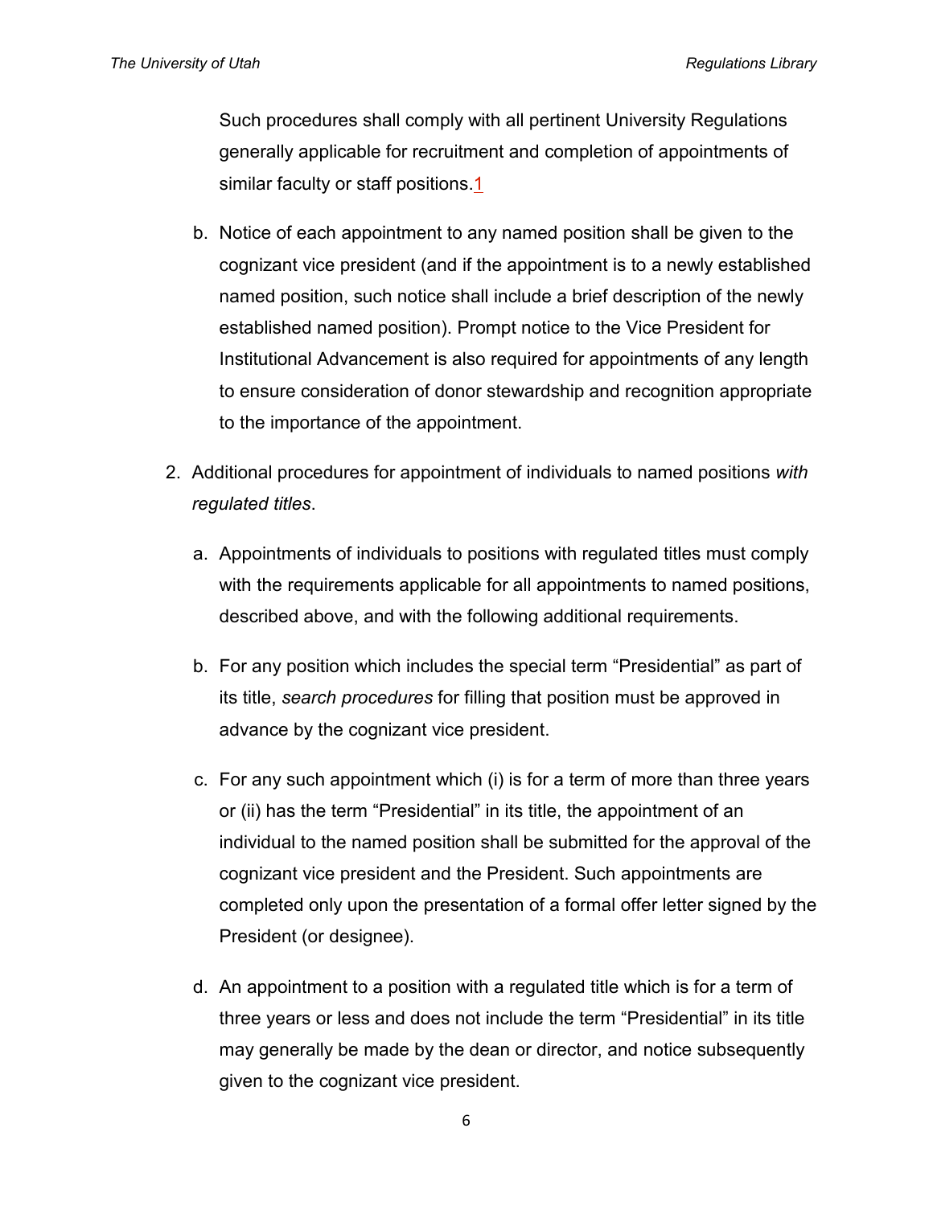Such procedures shall comply with all pertinent University Regulations generally applicable for recruitment and completion of appointments of similar faculty or staff positions.[1]

b. Notice of each appointment to any named position shall be given to the cognizant vice president (and if the appointment is to a newly established named position, such notice shall include a brief description of the newly established named position). Prompt notice to the Vice President for Institutional Advancement is also required for appointments of any length to ensure consideration of donor stewardship and recognition appropriate to the importance of the appointment.

2. Additional procedures for appointment of individuals to named positions *with regulated titles*.

   a. Appointments of individuals to positions with regulated titles must comply with the requirements applicable for all appointments to named positions, described above, and with the following additional requirements.

   b. For any position which includes the special term "Presidential" as part of its title, *search procedures* for filling that position must be approved in advance by the cognizant vice president.

   c. For any such appointment which (i) is for a term of more than three years or (ii) has the term "Presidential" in its title, the appointment of an individual to the named position shall be submitted for the approval of the cognizant vice president and the President. Such appointments are completed only upon the presentation of a formal offer letter signed by the President (or designee).

   d. An appointment to a position with a regulated title which is for a term of three years or less and does not include the term "Presidential" in its title may generally be made by the dean or director, and notice subsequently given to the cognizant vice president.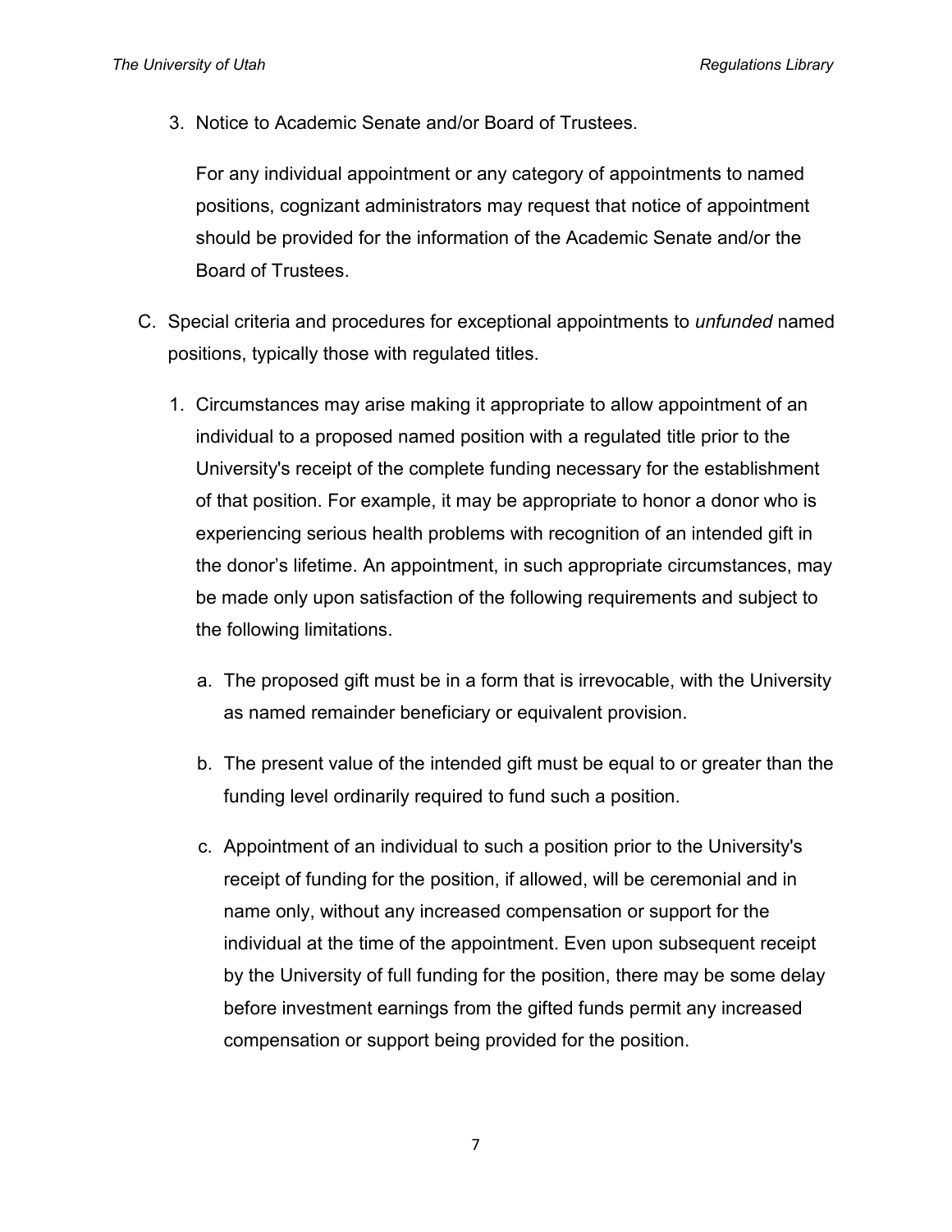3. Notice to Academic Senate and/or Board of Trustees.

   For any individual appointment or any category of appointments to named positions, cognizant administrators may request that notice of appointment should be provided for the information of the Academic Senate and/or the Board of Trustees.

C. Special criteria and procedures for exceptional appointments to *unfunded* named positions, typically those with regulated titles.

   1. Circumstances may arise making it appropriate to allow appointment of an individual to a proposed named position with a regulated title prior to the University's receipt of the complete funding necessary for the establishment of that position. For example, it may be appropriate to honor a donor who is experiencing serious health problems with recognition of an intended gift in the donor's lifetime. An appointment, in such appropriate circumstances, may be made only upon satisfaction of the following requirements and subject to the following limitations.

      a. The proposed gift must be in a form that is irrevocable, with the University as named remainder beneficiary or equivalent provision.

      b. The present value of the intended gift must be equal to or greater than the funding level ordinarily required to fund such a position.

      c. Appointment of an individual to such a position prior to the University's receipt of funding for the position, if allowed, will be ceremonial and in name only, without any increased compensation or support for the individual at the time of the appointment. Even upon subsequent receipt by the University of full funding for the position, there may be some delay before investment earnings from the gifted funds permit any increased compensation or support being provided for the position.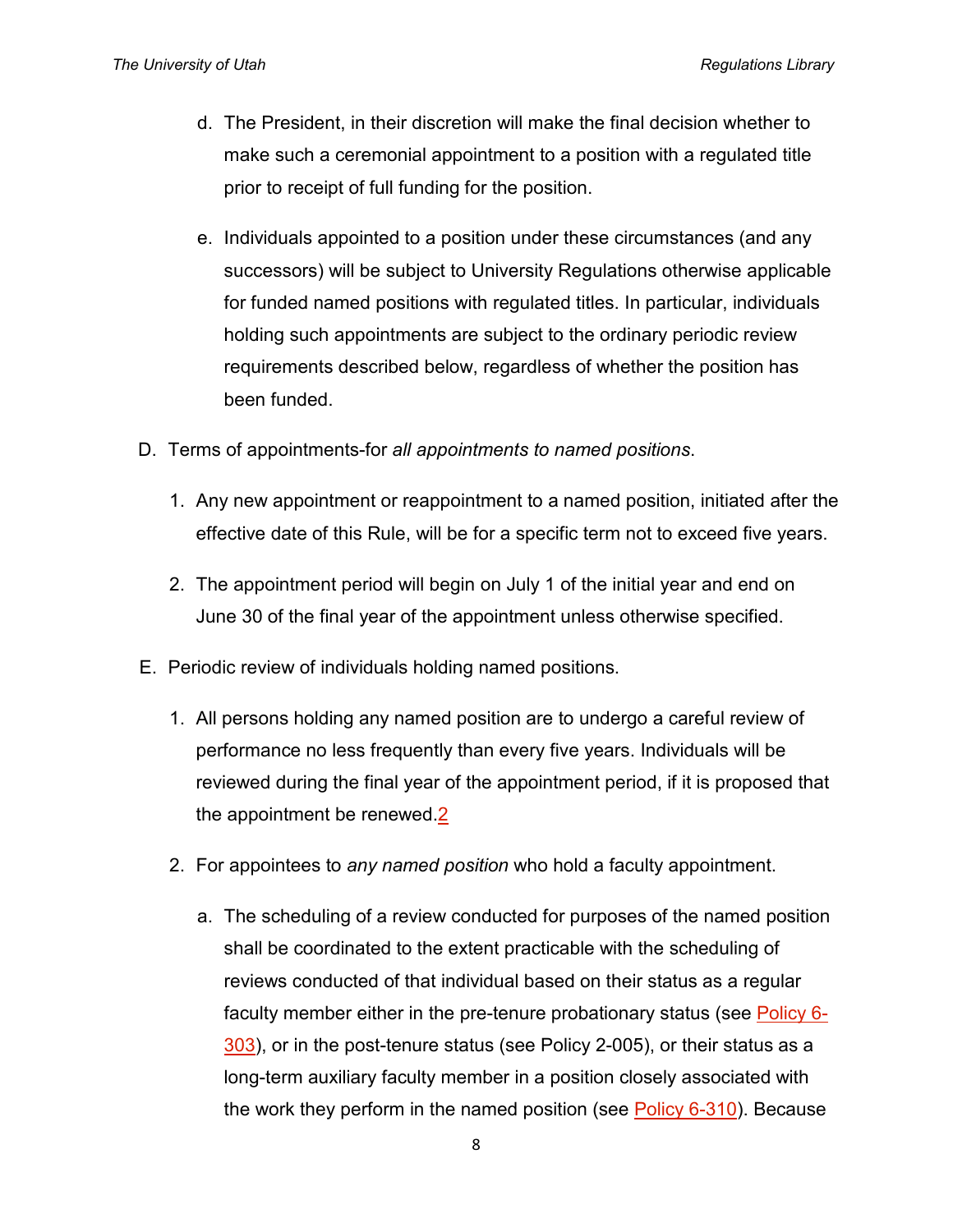d. The President, in their discretion will make the final decision whether to make such a ceremonial appointment to a position with a regulated title prior to receipt of full funding for the position.

e. Individuals appointed to a position under these circumstances (and any successors) will be subject to University Regulations otherwise applicable for funded named positions with regulated titles. In particular, individuals holding such appointments are subject to the ordinary periodic review requirements described below, regardless of whether the position has been funded.

D. Terms of appointments-for *all appointments to named positions*.

1. Any new appointment or reappointment to a named position, initiated after the effective date of this Rule, will be for a specific term not to exceed five years.

2. The appointment period will begin on July 1 of the initial year and end on June 30 of the final year of the appointment unless otherwise specified.

E. Periodic review of individuals holding named positions.

1. All persons holding any named position are to undergo a careful review of performance no less frequently than every five years. Individuals will be reviewed during the final year of the appointment period, if it is proposed that the appointment be renewed.[2]

2. For appointees to *any named position* who hold a faculty appointment.

a. The scheduling of a review conducted for purposes of the named position shall be coordinated to the extent practicable with the scheduling of reviews conducted of that individual based on their status as a regular faculty member either in the pre-tenure probationary status (see Policy 6-303), or in the post-tenure status (see Policy 2-005), or their status as a long-term auxiliary faculty member in a position closely associated with the work they perform in the named position (see Policy 6-310). Because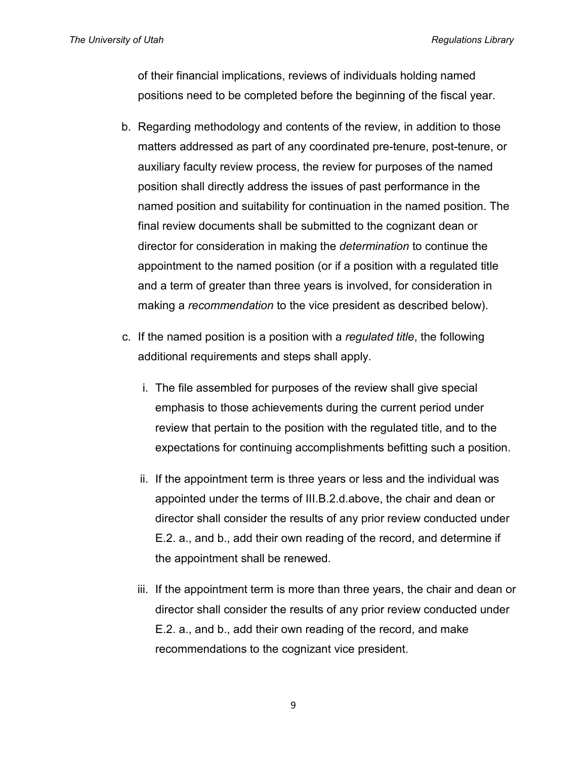of their financial implications, reviews of individuals holding named positions need to be completed before the beginning of the fiscal year.

b. Regarding methodology and contents of the review, in addition to those matters addressed as part of any coordinated pre-tenure, post-tenure, or auxiliary faculty review process, the review for purposes of the named position shall directly address the issues of past performance in the named position and suitability for continuation in the named position. The final review documents shall be submitted to the cognizant dean or director for consideration in making the *determination* to continue the appointment to the named position (or if a position with a regulated title and a term of greater than three years is involved, for consideration in making a *recommendation* to the vice president as described below).

c. If the named position is a position with a *regulated title*, the following additional requirements and steps shall apply.

   i. The file assembled for purposes of the review shall give special emphasis to those achievements during the current period under review that pertain to the position with the regulated title, and to the expectations for continuing accomplishments befitting such a position.

   ii. If the appointment term is three years or less and the individual was appointed under the terms of III.B.2.d.above, the chair and dean or director shall consider the results of any prior review conducted under E.2. a., and b., add their own reading of the record, and determine if the appointment shall be renewed.

   iii. If the appointment term is more than three years, the chair and dean or director shall consider the results of any prior review conducted under E.2. a., and b., add their own reading of the record, and make recommendations to the cognizant vice president.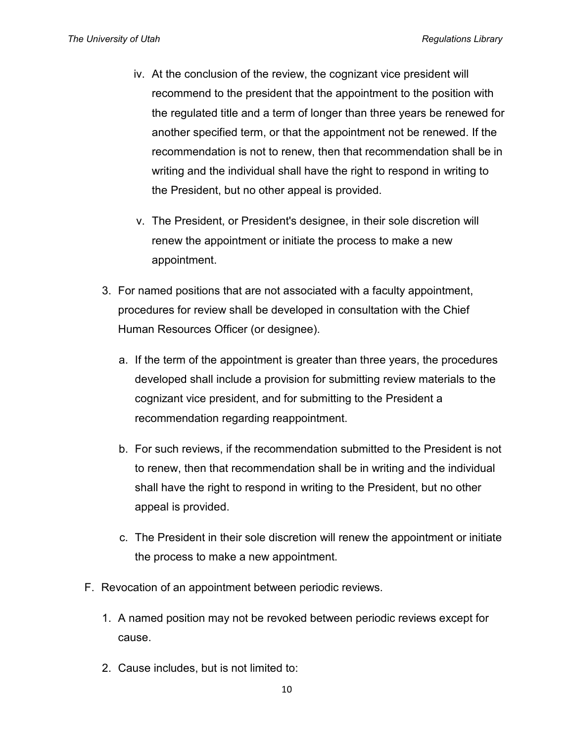iv. At the conclusion of the review, the cognizant vice president will recommend to the president that the appointment to the position with the regulated title and a term of longer than three years be renewed for another specified term, or that the appointment not be renewed. If the recommendation is not to renew, then that recommendation shall be in writing and the individual shall have the right to respond in writing to the President, but no other appeal is provided.

v. The President, or President's designee, in their sole discretion will renew the appointment or initiate the process to make a new appointment.

3. For named positions that are not associated with a faculty appointment, procedures for review shall be developed in consultation with the Chief Human Resources Officer (or designee).

   a. If the term of the appointment is greater than three years, the procedures developed shall include a provision for submitting review materials to the cognizant vice president, and for submitting to the President a recommendation regarding reappointment.

   b. For such reviews, if the recommendation submitted to the President is not to renew, then that recommendation shall be in writing and the individual shall have the right to respond in writing to the President, but no other appeal is provided.

   c. The President in their sole discretion will renew the appointment or initiate the process to make a new appointment.

F. Revocation of an appointment between periodic reviews.

   1. A named position may not be revoked between periodic reviews except for cause.

   2. Cause includes, but is not limited to: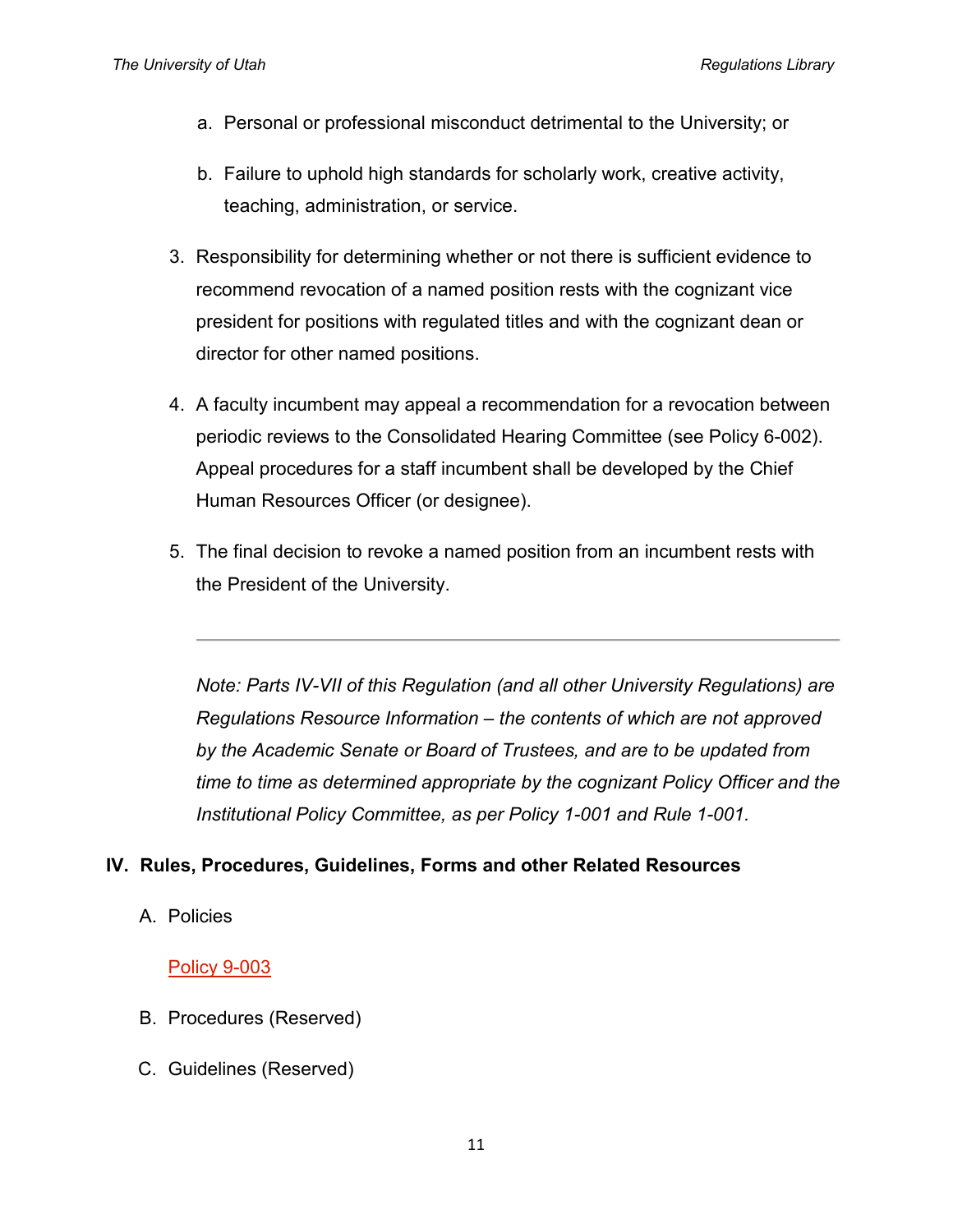a. Personal or professional misconduct detrimental to the University; or

   b. Failure to uphold high standards for scholarly work, creative activity, teaching, administration, or service.

3. Responsibility for determining whether or not there is sufficient evidence to recommend revocation of a named position rests with the cognizant vice president for positions with regulated titles and with the cognizant dean or director for other named positions.

4. A faculty incumbent may appeal a recommendation for a revocation between periodic reviews to the Consolidated Hearing Committee (see Policy 6-002). Appeal procedures for a staff incumbent shall be developed by the Chief Human Resources Officer (or designee).

5. The final decision to revoke a named position from an incumbent rests with the President of the University.

---

*Note: Parts IV-VII of this Regulation (and all other University Regulations) are Regulations Resource Information – the contents of which are not approved by the Academic Senate or Board of Trustees, and are to be updated from time to time as determined appropriate by the cognizant Policy Officer and the Institutional Policy Committee, as per Policy 1-001 and Rule 1-001.*

## IV. Rules, Procedures, Guidelines, Forms and other Related Resources

A. Policies

   Policy 9-003

B. Procedures (Reserved)

C. Guidelines (Reserved)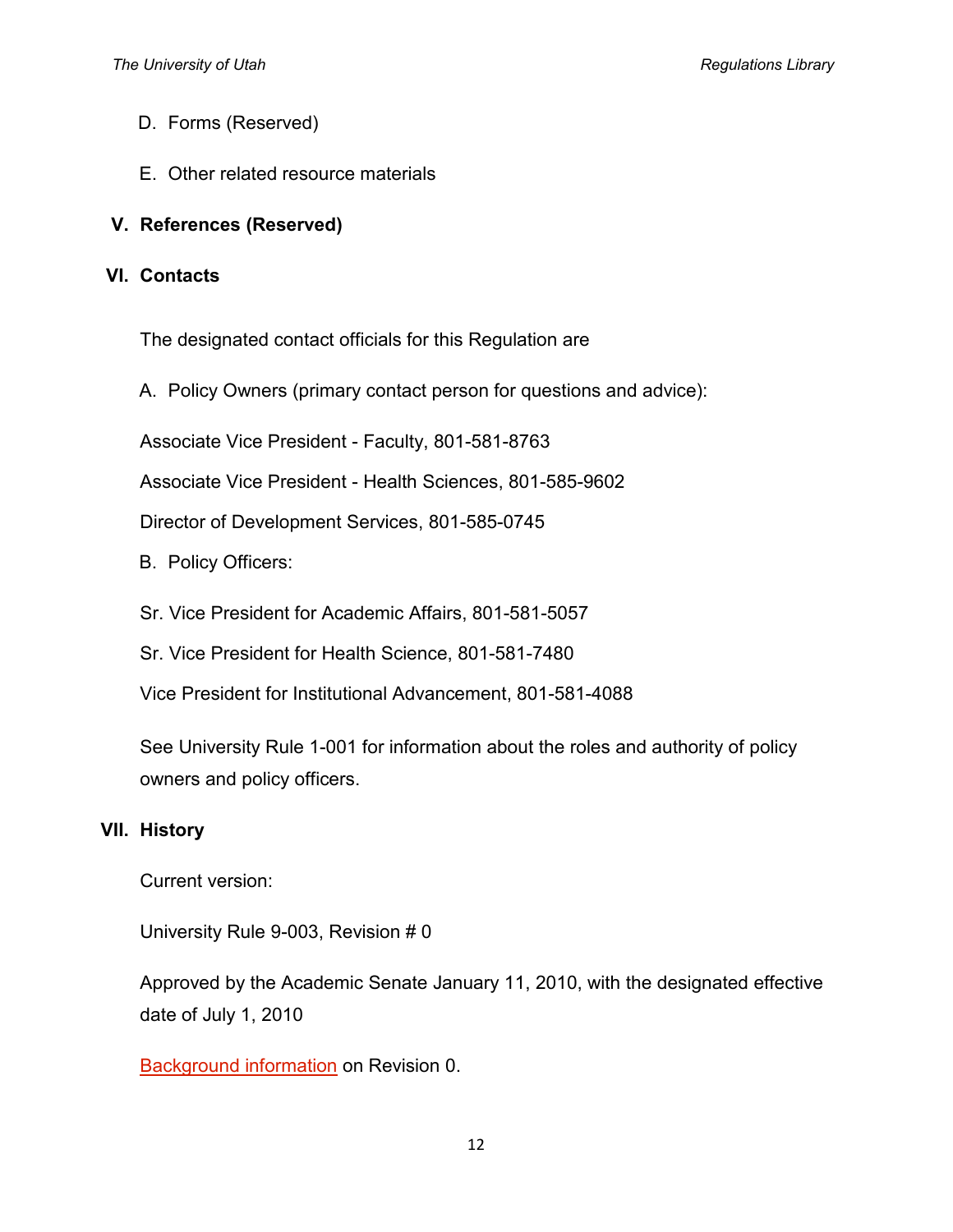D. Forms (Reserved)

E. Other related resource materials

## V. References (Reserved)

## VI. Contacts

The designated contact officials for this Regulation are

A. Policy Owners (primary contact person for questions and advice):

Associate Vice President - Faculty, 801-581-8763

Associate Vice President - Health Sciences, 801-585-9602

Director of Development Services, 801-585-0745

B. Policy Officers:

Sr. Vice President for Academic Affairs, 801-581-5057

Sr. Vice President for Health Science, 801-581-7480

Vice President for Institutional Advancement, 801-581-4088

See University Rule 1-001 for information about the roles and authority of policy owners and policy officers.

## VII. History

Current version:

University Rule 9-003, Revision # 0

Approved by the Academic Senate January 11, 2010, with the designated effective date of July 1, 2010

Background information on Revision 0.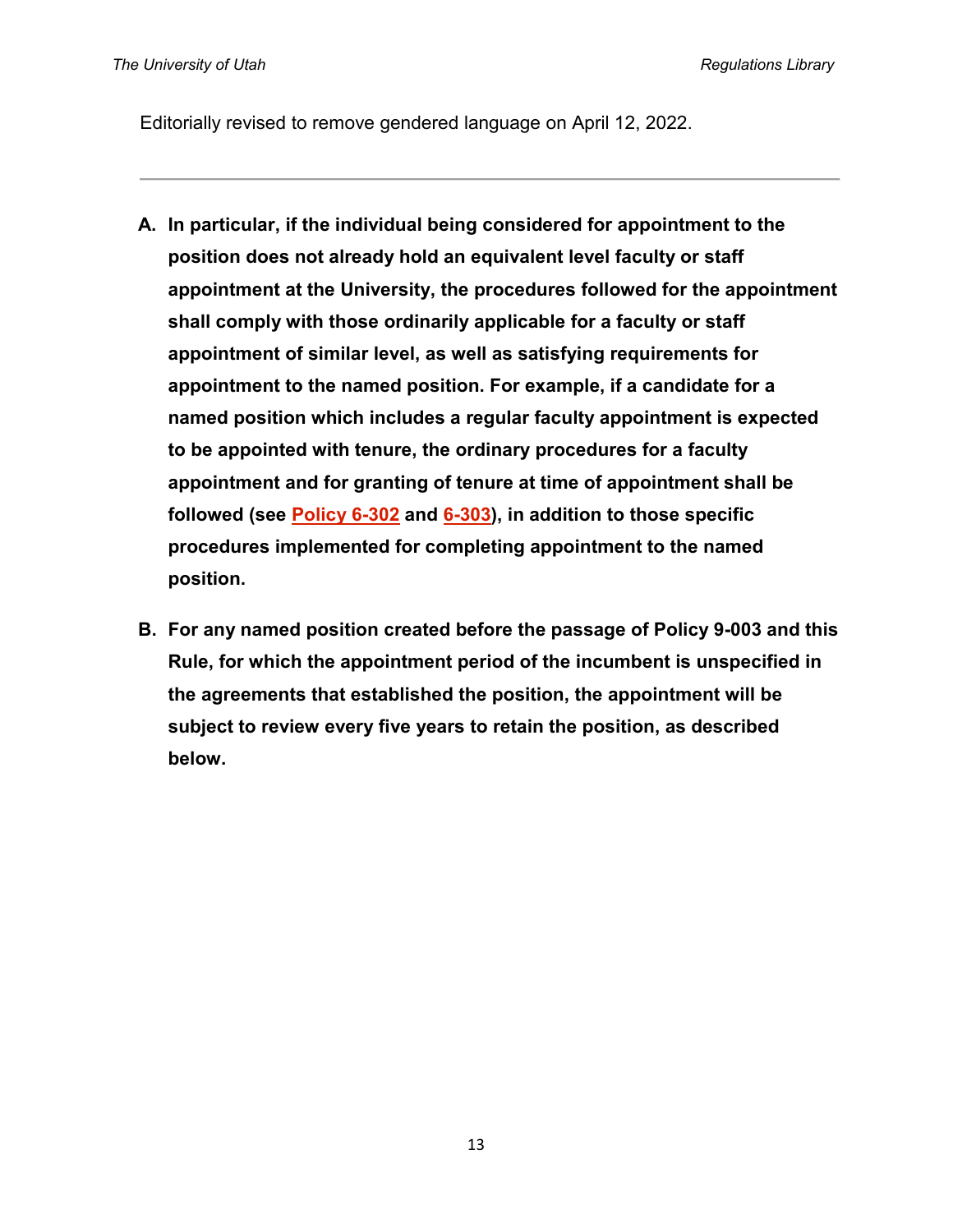Editorially revised to remove gendered language on April 12, 2022.

---

A. **In particular, if the individual being considered for appointment to the position does not already hold an equivalent level faculty or staff appointment at the University, the procedures followed for the appointment shall comply with those ordinarily applicable for a faculty or staff appointment of similar level, as well as satisfying requirements for appointment to the named position. For example, if a candidate for a named position which includes a regular faculty appointment is expected to be appointed with tenure, the ordinary procedures for a faculty appointment and for granting of tenure at time of appointment shall be followed (see Policy 6-302 and 6-303), in addition to those specific procedures implemented for completing appointment to the named position.**

B. **For any named position created before the passage of Policy 9-003 and this Rule, for which the appointment period of the incumbent is unspecified in the agreements that established the position, the appointment will be subject to review every five years to retain the position, as described below.**